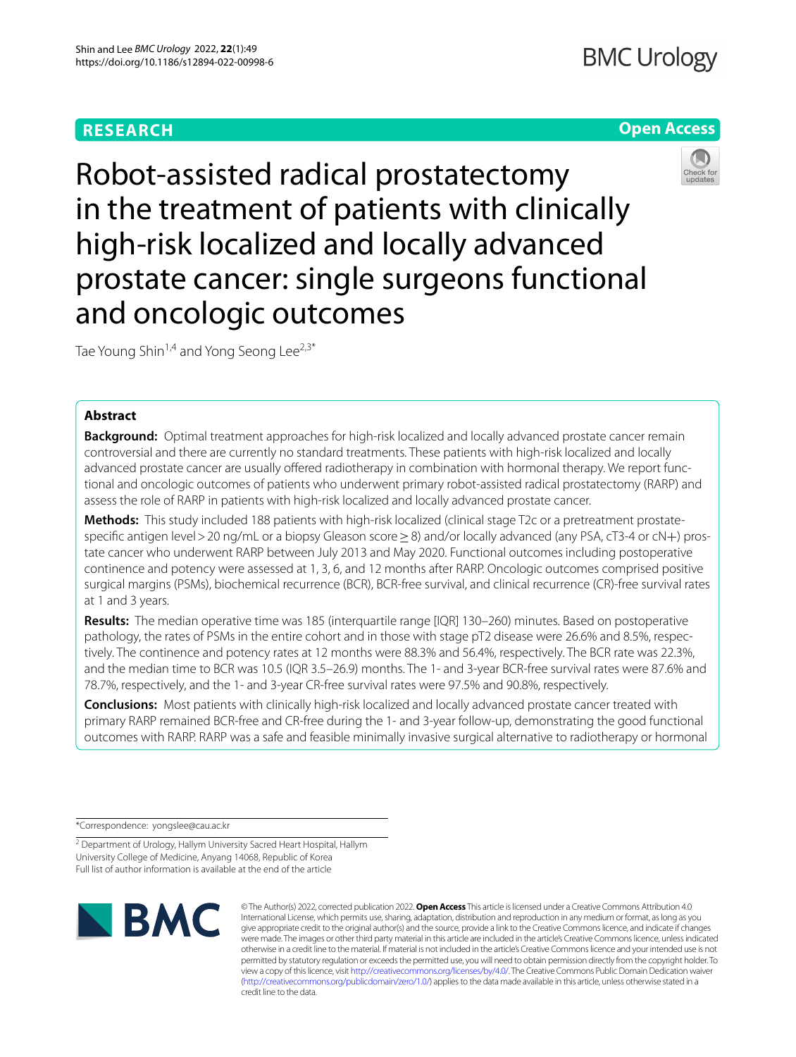RESEARCH

Open Access

# Robot-assisted radical prostatectomy in the treatment of patients with clinically high-risk localized and locally advanced prostate cancer: single surgeons functional and oncologic outcomes

Tae Young Shin[1,4] and Yong Seong Lee[2,3*]

## Abstract

**Background:** Optimal treatment approaches for high-risk localized and locally advanced prostate cancer remain controversial and there are currently no standard treatments. These patients with high-risk localized and locally advanced prostate cancer are usually offered radiotherapy in combination with hormonal therapy. We report functional and oncologic outcomes of patients who underwent primary robot-assisted radical prostatectomy (RARP) and assess the role of RARP in patients with high-risk localized and locally advanced prostate cancer.

**Methods:** This study included 188 patients with high-risk localized (clinical stage T2c or a pretreatment prostate-specific antigen level > 20 ng/mL or a biopsy Gleason score ≥ 8) and/or locally advanced (any PSA, cT3-4 or cN+) prostate cancer who underwent RARP between July 2013 and May 2020. Functional outcomes including postoperative continence and potency were assessed at 1, 3, 6, and 12 months after RARP. Oncologic outcomes comprised positive surgical margins (PSMs), biochemical recurrence (BCR), BCR-free survival, and clinical recurrence (CR)-free survival rates at 1 and 3 years.

**Results:** The median operative time was 185 (interquartile range [IQR] 130–260) minutes. Based on postoperative pathology, the rates of PSMs in the entire cohort and in those with stage pT2 disease were 26.6% and 8.5%, respectively. The continence and potency rates at 12 months were 88.3% and 56.4%, respectively. The BCR rate was 22.3%, and the median time to BCR was 10.5 (IQR 3.5–26.9) months. The 1- and 3-year BCR-free survival rates were 87.6% and 78.7%, respectively, and the 1- and 3-year CR-free survival rates were 97.5% and 90.8%, respectively.

**Conclusions:** Most patients with clinically high-risk localized and locally advanced prostate cancer treated with primary RARP remained BCR-free and CR-free during the 1- and 3-year follow-up, demonstrating the good functional outcomes with RARP. RARP was a safe and feasible minimally invasive surgical alternative to radiotherapy or hormonal

*Correspondence: yongslee@cau.ac.kr

[2] Department of Urology, Hallym University Sacred Heart Hospital, Hallym University College of Medicine, Anyang 14068, Republic of Korea
Full list of author information is available at the end of the article

© The Author(s) 2022, corrected publication 2022. **Open Access** This article is licensed under a Creative Commons Attribution 4.0 International License, which permits use, sharing, adaptation, distribution and reproduction in any medium or format, as long as you give appropriate credit to the original author(s) and the source, provide a link to the Creative Commons licence, and indicate if changes were made. The images or other third party material in this article are included in the article's Creative Commons licence, unless indicated otherwise in a credit line to the material. If material is not included in the article's Creative Commons licence and your intended use is not permitted by statutory regulation or exceeds the permitted use, you will need to obtain permission directly from the copyright holder. To view a copy of this licence, visit http://creativecommons.org/licenses/by/4.0/. The Creative Commons Public Domain Dedication waiver (http://creativecommons.org/publicdomain/zero/1.0/) applies to the data made available in this article, unless otherwise stated in a credit line to the data.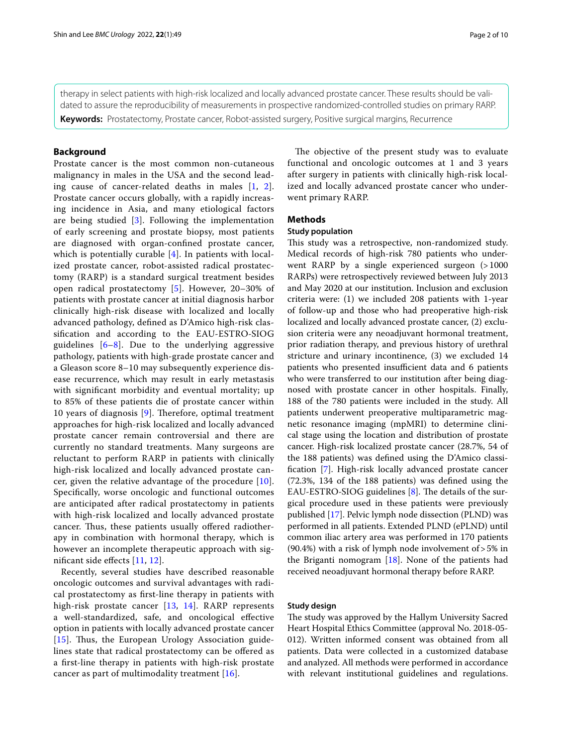therapy in select patients with high-risk localized and locally advanced prostate cancer. These results should be validated to assure the reproducibility of measurements in prospective randomized-controlled studies on primary RARP.

**Keywords:** Prostatectomy, Prostate cancer, Robot-assisted surgery, Positive surgical margins, Recurrence

## Background

Prostate cancer is the most common non-cutaneous malignancy in males in the USA and the second leading cause of cancer-related deaths in males [1, 2]. Prostate cancer occurs globally, with a rapidly increasing incidence in Asia, and many etiological factors are being studied [3]. Following the implementation of early screening and prostate biopsy, most patients are diagnosed with organ-confined prostate cancer, which is potentially curable [4]. In patients with localized prostate cancer, robot-assisted radical prostatectomy (RARP) is a standard surgical treatment besides open radical prostatectomy [5]. However, 20–30% of patients with prostate cancer at initial diagnosis harbor clinically high-risk disease with localized and locally advanced pathology, defined as D'Amico high-risk classification and according to the EAU-ESTRO-SIOG guidelines [6–8]. Due to the underlying aggressive pathology, patients with high-grade prostate cancer and a Gleason score 8–10 may subsequently experience disease recurrence, which may result in early metastasis with significant morbidity and eventual mortality; up to 85% of these patients die of prostate cancer within 10 years of diagnosis [9]. Therefore, optimal treatment approaches for high-risk localized and locally advanced prostate cancer remain controversial and there are currently no standard treatments. Many surgeons are reluctant to perform RARP in patients with clinically high-risk localized and locally advanced prostate cancer, given the relative advantage of the procedure [10]. Specifically, worse oncologic and functional outcomes are anticipated after radical prostatectomy in patients with high-risk localized and locally advanced prostate cancer. Thus, these patients usually offered radiotherapy in combination with hormonal therapy, which is however an incomplete therapeutic approach with significant side effects [11, 12].

Recently, several studies have described reasonable oncologic outcomes and survival advantages with radical prostatectomy as first-line therapy in patients with high-risk prostate cancer [13, 14]. RARP represents a well-standardized, safe, and oncological effective option in patients with locally advanced prostate cancer [15]. Thus, the European Urology Association guidelines state that radical prostatectomy can be offered as a first-line therapy in patients with high-risk prostate cancer as part of multimodality treatment [16].

The objective of the present study was to evaluate functional and oncologic outcomes at 1 and 3 years after surgery in patients with clinically high-risk localized and locally advanced prostate cancer who underwent primary RARP.

## Methods

### Study population

This study was a retrospective, non-randomized study. Medical records of high-risk 780 patients who underwent RARP by a single experienced surgeon (>1000 RARPs) were retrospectively reviewed between July 2013 and May 2020 at our institution. Inclusion and exclusion criteria were: (1) we included 208 patients with 1-year of follow-up and those who had preoperative high-risk localized and locally advanced prostate cancer, (2) exclusion criteria were any neoadjuvant hormonal treatment, prior radiation therapy, and previous history of urethral stricture and urinary incontinence, (3) we excluded 14 patients who presented insufficient data and 6 patients who were transferred to our institution after being diagnosed with prostate cancer in other hospitals. Finally, 188 of the 780 patients were included in the study. All patients underwent preoperative multiparametric magnetic resonance imaging (mpMRI) to determine clinical stage using the location and distribution of prostate cancer. High-risk localized prostate cancer (28.7%, 54 of the 188 patients) was defined using the D'Amico classification [7]. High-risk locally advanced prostate cancer (72.3%, 134 of the 188 patients) was defined using the EAU-ESTRO-SIOG guidelines [8]. The details of the surgical procedure used in these patients were previously published [17]. Pelvic lymph node dissection (PLND) was performed in all patients. Extended PLND (ePLND) until common iliac artery area was performed in 170 patients (90.4%) with a risk of lymph node involvement of >5% in the Briganti nomogram [18]. None of the patients had received neoadjuvant hormonal therapy before RARP.

### Study design

The study was approved by the Hallym University Sacred Heart Hospital Ethics Committee (approval No. 2018-05-012). Written informed consent was obtained from all patients. Data were collected in a customized database and analyzed. All methods were performed in accordance with relevant institutional guidelines and regulations.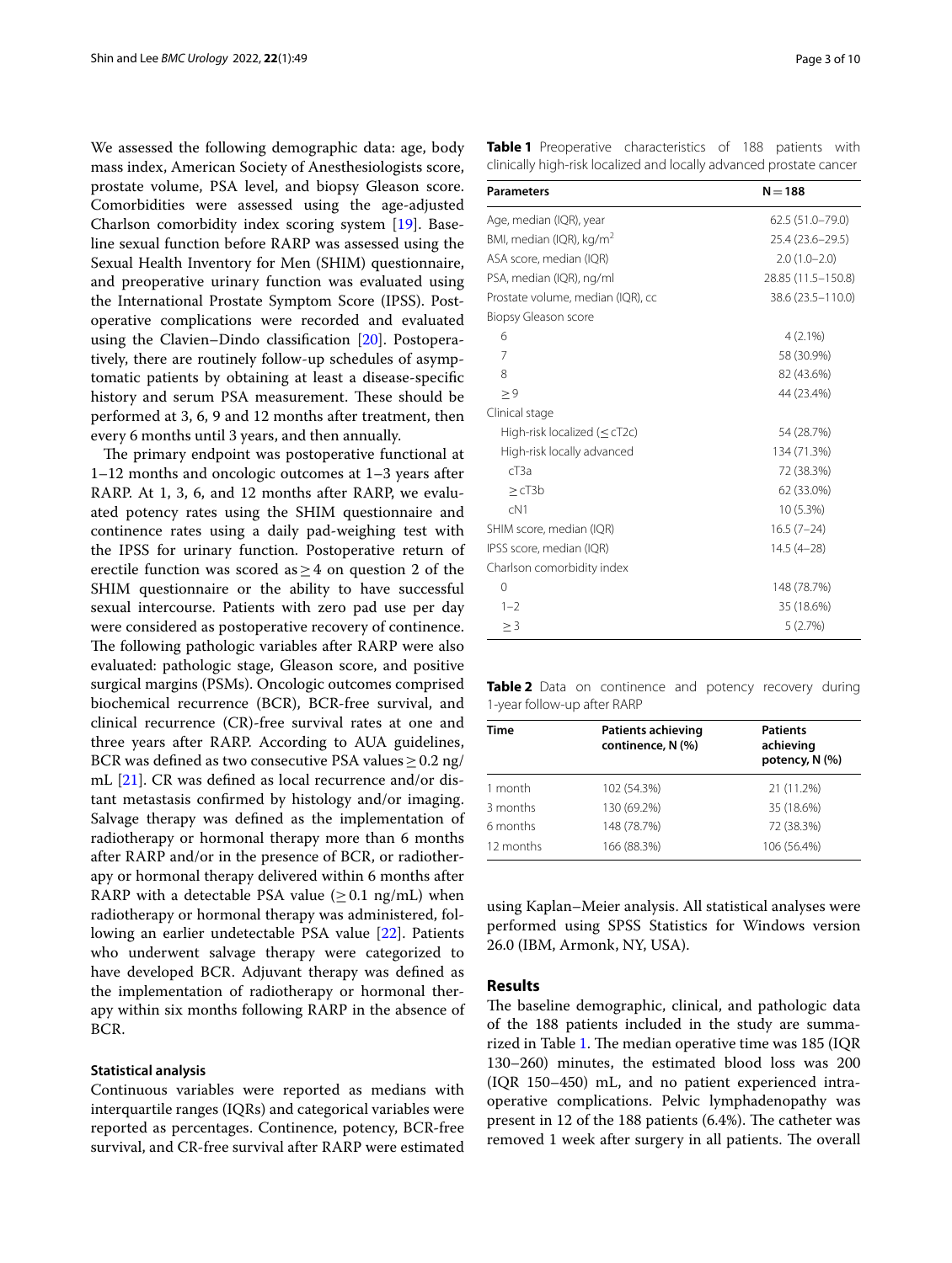We assessed the following demographic data: age, body mass index, American Society of Anesthesiologists score, prostate volume, PSA level, and biopsy Gleason score. Comorbidities were assessed using the age-adjusted Charlson comorbidity index scoring system [19]. Baseline sexual function before RARP was assessed using the Sexual Health Inventory for Men (SHIM) questionnaire, and preoperative urinary function was evaluated using the International Prostate Symptom Score (IPSS). Postoperative complications were recorded and evaluated using the Clavien–Dindo classification [20]. Postoperatively, there are routinely follow-up schedules of asymptomatic patients by obtaining at least a disease-specific history and serum PSA measurement. These should be performed at 3, 6, 9 and 12 months after treatment, then every 6 months until 3 years, and then annually.

The primary endpoint was postoperative functional at 1–12 months and oncologic outcomes at 1–3 years after RARP. At 1, 3, 6, and 12 months after RARP, we evaluated potency rates using the SHIM questionnaire and continence rates using a daily pad-weighing test with the IPSS for urinary function. Postoperative return of erectile function was scored as $\geq 4$ on question 2 of the SHIM questionnaire or the ability to have successful sexual intercourse. Patients with zero pad use per day were considered as postoperative recovery of continence. The following pathologic variables after RARP were also evaluated: pathologic stage, Gleason score, and positive surgical margins (PSMs). Oncologic outcomes comprised biochemical recurrence (BCR), BCR-free survival, and clinical recurrence (CR)-free survival rates at one and three years after RARP. According to AUA guidelines, BCR was defined as two consecutive PSA values $\geq 0.2$ ng/mL [21]. CR was defined as local recurrence and/or distant metastasis confirmed by histology and/or imaging. Salvage therapy was defined as the implementation of radiotherapy or hormonal therapy more than 6 months after RARP and/or in the presence of BCR, or radiotherapy or hormonal therapy delivered within 6 months after RARP with a detectable PSA value ($\geq 0.1$ ng/mL) when radiotherapy or hormonal therapy was administered, following an earlier undetectable PSA value [22]. Patients who underwent salvage therapy were categorized to have developed BCR. Adjuvant therapy was defined as the implementation of radiotherapy or hormonal therapy within six months following RARP in the absence of BCR.

### Statistical analysis

Continuous variables were reported as medians with interquartile ranges (IQRs) and categorical variables were reported as percentages. Continence, potency, BCR-free survival, and CR-free survival after RARP were estimated using Kaplan–Meier analysis. All statistical analyses were performed using SPSS Statistics for Windows version 26.0 (IBM, Armonk, NY, USA).

**Table 1** Preoperative characteristics of 188 patients with clinically high-risk localized and locally advanced prostate cancer

| Parameters | N = 188 |
|---|---|
| Age, median (IQR), year | 62.5 (51.0–79.0) |
| BMI, median (IQR), kg/m$^2$ | 25.4 (23.6–29.5) |
| ASA score, median (IQR) | 2.0 (1.0–2.0) |
| PSA, median (IQR), ng/ml | 28.85 (11.5–150.8) |
| Prostate volume, median (IQR), cc | 38.6 (23.5–110.0) |
| Biopsy Gleason score | |
| 6 | 4 (2.1%) |
| 7 | 58 (30.9%) |
| 8 | 82 (43.6%) |
| ≥ 9 | 44 (23.4%) |
| Clinical stage | |
| High-risk localized (≤ cT2c) | 54 (28.7%) |
| High-risk locally advanced | 134 (71.3%) |
| cT3a | 72 (38.3%) |
| ≥ cT3b | 62 (33.0%) |
| cN1 | 10 (5.3%) |
| SHIM score, median (IQR) | 16.5 (7–24) |
| IPSS score, median (IQR) | 14.5 (4–28) |
| Charlson comorbidity index | |
| 0 | 148 (78.7%) |
| 1–2 | 35 (18.6%) |
| ≥ 3 | 5 (2.7%) |

**Table 2** Data on continence and potency recovery during 1-year follow-up after RARP

| Time | Patients achieving continence, N (%) | Patients achieving potency, N (%) |
|---|---|---|
| 1 month | 102 (54.3%) | 21 (11.2%) |
| 3 months | 130 (69.2%) | 35 (18.6%) |
| 6 months | 148 (78.7%) | 72 (38.3%) |
| 12 months | 166 (88.3%) | 106 (56.4%) |

## Results

The baseline demographic, clinical, and pathologic data of the 188 patients included in the study are summarized in Table 1. The median operative time was 185 (IQR 130–260) minutes, the estimated blood loss was 200 (IQR 150–450) mL, and no patient experienced intraoperative complications. Pelvic lymphadenopathy was present in 12 of the 188 patients (6.4%). The catheter was removed 1 week after surgery in all patients. The overall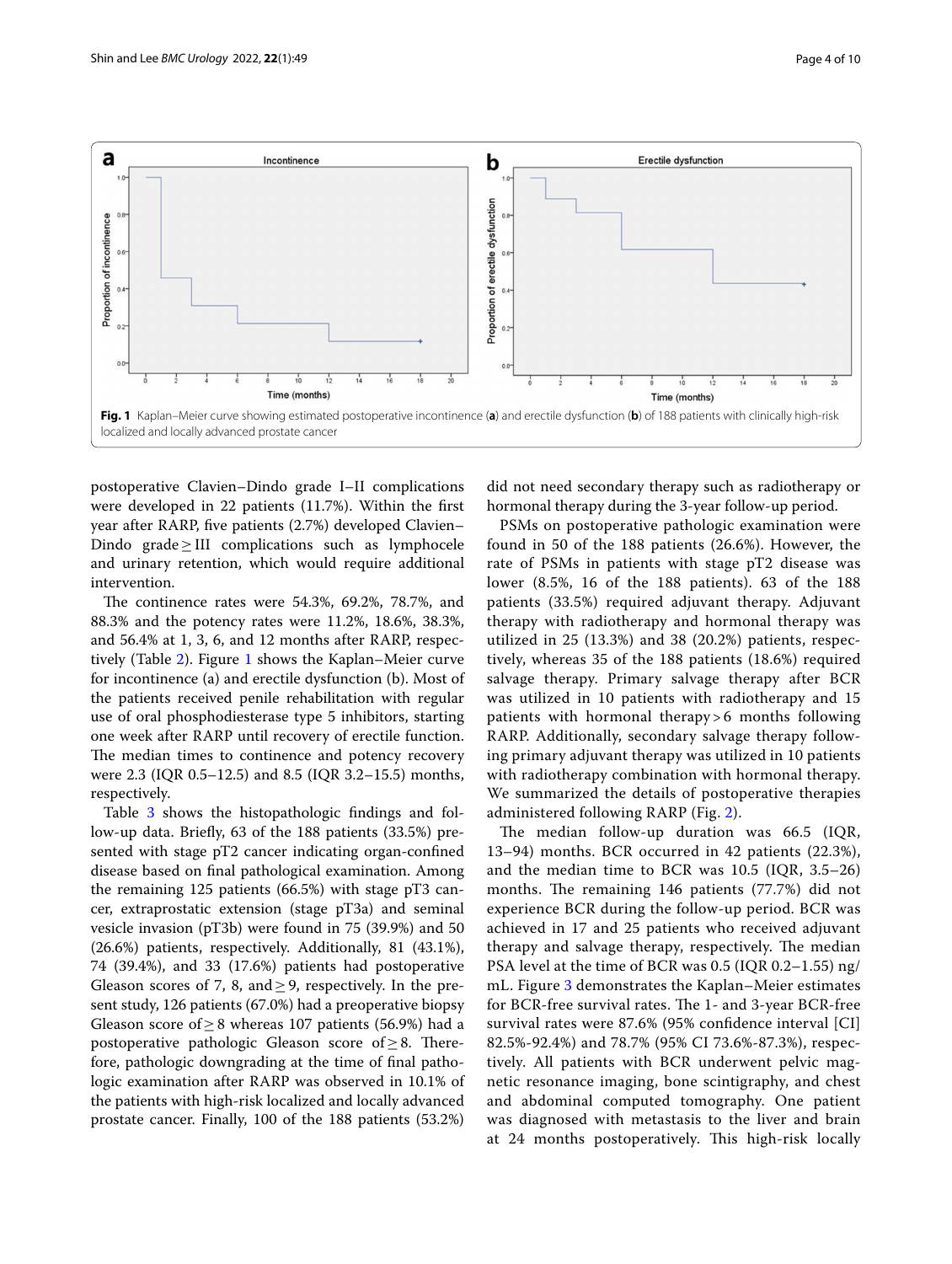Fig. 1 Kaplan–Meier curve showing estimated postoperative incontinence (**a**) and erectile dysfunction (**b**) of 188 patients with clinically high-risk localized and locally advanced prostate cancer

postoperative Clavien–Dindo grade I–II complications were developed in 22 patients (11.7%). Within the first year after RARP, five patients (2.7%) developed Clavien–Dindo grade ≥ III complications such as lymphocele and urinary retention, which would require additional intervention.

The continence rates were 54.3%, 69.2%, 78.7%, and 88.3% and the potency rates were 11.2%, 18.6%, 38.3%, and 56.4% at 1, 3, 6, and 12 months after RARP, respectively (Table 2). Figure 1 shows the Kaplan–Meier curve for incontinence (a) and erectile dysfunction (b). Most of the patients received penile rehabilitation with regular use of oral phosphodiesterase type 5 inhibitors, starting one week after RARP until recovery of erectile function. The median times to continence and potency recovery were 2.3 (IQR 0.5–12.5) and 8.5 (IQR 3.2–15.5) months, respectively.

Table 3 shows the histopathologic findings and follow-up data. Briefly, 63 of the 188 patients (33.5%) presented with stage pT2 cancer indicating organ-confined disease based on final pathological examination. Among the remaining 125 patients (66.5%) with stage pT3 cancer, extraprostatic extension (stage pT3a) and seminal vesicle invasion (pT3b) were found in 75 (39.9%) and 50 (26.6%) patients, respectively. Additionally, 81 (43.1%), 74 (39.4%), and 33 (17.6%) patients had postoperative Gleason scores of 7, 8, and ≥ 9, respectively. In the present study, 126 patients (67.0%) had a preoperative biopsy Gleason score of ≥ 8 whereas 107 patients (56.9%) had a postoperative pathologic Gleason score of ≥ 8. Therefore, pathologic downgrading at the time of final pathologic examination after RARP was observed in 10.1% of the patients with high-risk localized and locally advanced prostate cancer. Finally, 100 of the 188 patients (53.2%) did not need secondary therapy such as radiotherapy or hormonal therapy during the 3-year follow-up period.

PSMs on postoperative pathologic examination were found in 50 of the 188 patients (26.6%). However, the rate of PSMs in patients with stage pT2 disease was lower (8.5%, 16 of the 188 patients). 63 of the 188 patients (33.5%) required adjuvant therapy. Adjuvant therapy with radiotherapy and hormonal therapy was utilized in 25 (13.3%) and 38 (20.2%) patients, respectively, whereas 35 of the 188 patients (18.6%) required salvage therapy. Primary salvage therapy after BCR was utilized in 10 patients with radiotherapy and 15 patients with hormonal therapy > 6 months following RARP. Additionally, secondary salvage therapy following primary adjuvant therapy was utilized in 10 patients with radiotherapy combination with hormonal therapy. We summarized the details of postoperative therapies administered following RARP (Fig. 2).

The median follow-up duration was 66.5 (IQR, 13–94) months. BCR occurred in 42 patients (22.3%), and the median time to BCR was 10.5 (IQR, 3.5–26) months. The remaining 146 patients (77.7%) did not experience BCR during the follow-up period. BCR was achieved in 17 and 25 patients who received adjuvant therapy and salvage therapy, respectively. The median PSA level at the time of BCR was 0.5 (IQR 0.2–1.55) ng/mL. Figure 3 demonstrates the Kaplan–Meier estimates for BCR-free survival rates. The 1- and 3-year BCR-free survival rates were 87.6% (95% confidence interval [CI] 82.5%-92.4%) and 78.7% (95% CI 73.6%-87.3%), respectively. All patients with BCR underwent pelvic magnetic resonance imaging, bone scintigraphy, and chest and abdominal computed tomography. One patient was diagnosed with metastasis to the liver and brain at 24 months postoperatively. This high-risk locally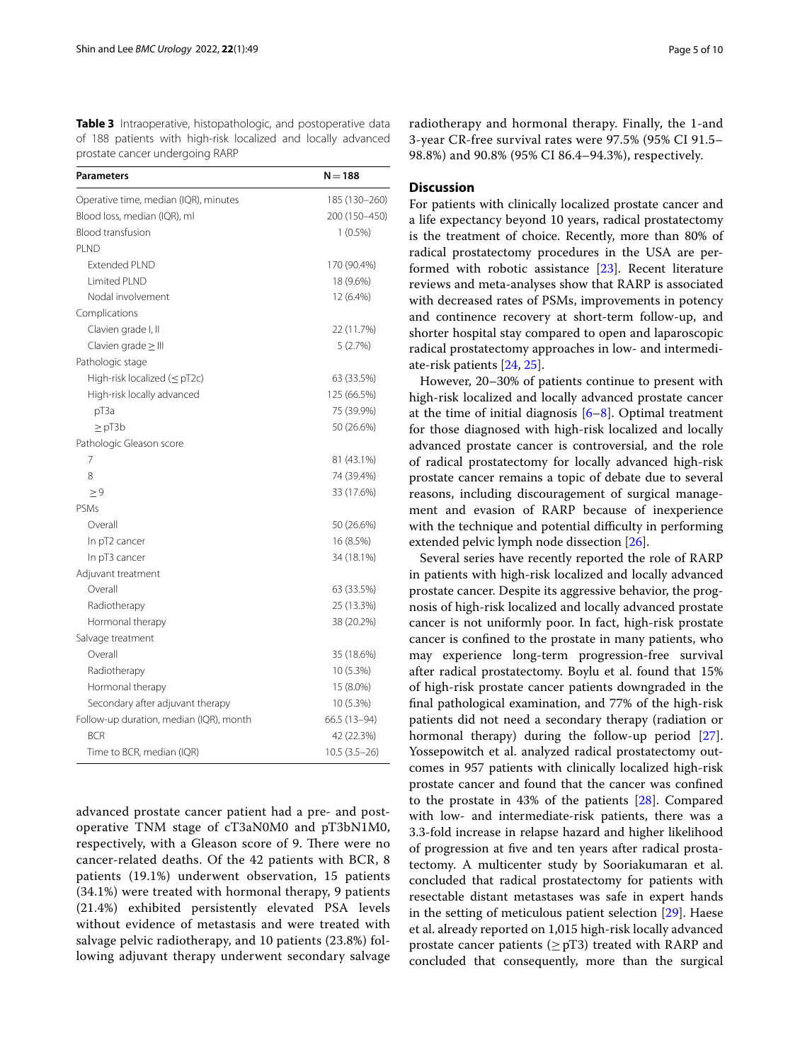**Table 3** Intraoperative, histopathologic, and postoperative data of 188 patients with high-risk localized and locally advanced prostate cancer undergoing RARP

| Parameters | N = 188 |
|---|---|
| Operative time, median (IQR), minutes | 185 (130–260) |
| Blood loss, median (IQR), ml | 200 (150–450) |
| Blood transfusion | 1 (0.5%) |
| PLND | |
| Extended PLND | 170 (90.4%) |
| Limited PLND | 18 (9.6%) |
| Nodal involvement | 12 (6.4%) |
| Complications | |
| Clavien grade I, II | 22 (11.7%) |
| Clavien grade ≥ III | 5 (2.7%) |
| Pathologic stage | |
| High-risk localized (≤ pT2c) | 63 (33.5%) |
| High-risk locally advanced | 125 (66.5%) |
| pT3a | 75 (39.9%) |
| ≥ pT3b | 50 (26.6%) |
| Pathologic Gleason score | |
| 7 | 81 (43.1%) |
| 8 | 74 (39.4%) |
| ≥ 9 | 33 (17.6%) |
| PSMs | |
| Overall | 50 (26.6%) |
| In pT2 cancer | 16 (8.5%) |
| In pT3 cancer | 34 (18.1%) |
| Adjuvant treatment | |
| Overall | 63 (33.5%) |
| Radiotherapy | 25 (13.3%) |
| Hormonal therapy | 38 (20.2%) |
| Salvage treatment | |
| Overall | 35 (18.6%) |
| Radiotherapy | 10 (5.3%) |
| Hormonal therapy | 15 (8.0%) |
| Secondary after adjuvant therapy | 10 (5.3%) |
| Follow-up duration, median (IQR), month | 66.5 (13–94) |
| BCR | 42 (22.3%) |
| Time to BCR, median (IQR) | 10.5 (3.5–26) |

advanced prostate cancer patient had a pre- and postoperative TNM stage of cT3aN0M0 and pT3bN1M0, respectively, with a Gleason score of 9. There were no cancer-related deaths. Of the 42 patients with BCR, 8 patients (19.1%) underwent observation, 15 patients (34.1%) were treated with hormonal therapy, 9 patients (21.4%) exhibited persistently elevated PSA levels without evidence of metastasis and were treated with salvage pelvic radiotherapy, and 10 patients (23.8%) following adjuvant therapy underwent secondary salvage radiotherapy and hormonal therapy. Finally, the 1-and 3-year CR-free survival rates were 97.5% (95% CI 91.5–98.8%) and 90.8% (95% CI 86.4–94.3%), respectively.

## Discussion

For patients with clinically localized prostate cancer and a life expectancy beyond 10 years, radical prostatectomy is the treatment of choice. Recently, more than 80% of radical prostatectomy procedures in the USA are performed with robotic assistance [23]. Recent literature reviews and meta-analyses show that RARP is associated with decreased rates of PSMs, improvements in potency and continence recovery at short-term follow-up, and shorter hospital stay compared to open and laparoscopic radical prostatectomy approaches in low- and intermediate-risk patients [24, 25].

However, 20–30% of patients continue to present with high-risk localized and locally advanced prostate cancer at the time of initial diagnosis [6–8]. Optimal treatment for those diagnosed with high-risk localized and locally advanced prostate cancer is controversial, and the role of radical prostatectomy for locally advanced high-risk prostate cancer remains a topic of debate due to several reasons, including discouragement of surgical management and evasion of RARP because of inexperience with the technique and potential difficulty in performing extended pelvic lymph node dissection [26].

Several series have recently reported the role of RARP in patients with high-risk localized and locally advanced prostate cancer. Despite its aggressive behavior, the prognosis of high-risk localized and locally advanced prostate cancer is not uniformly poor. In fact, high-risk prostate cancer is confined to the prostate in many patients, who may experience long-term progression-free survival after radical prostatectomy. Boylu et al. found that 15% of high-risk prostate cancer patients downgraded in the final pathological examination, and 77% of the high-risk patients did not need a secondary therapy (radiation or hormonal therapy) during the follow-up period [27]. Yossepowitch et al. analyzed radical prostatectomy outcomes in 957 patients with clinically localized high-risk prostate cancer and found that the cancer was confined to the prostate in 43% of the patients [28]. Compared with low- and intermediate-risk patients, there was a 3.3-fold increase in relapse hazard and higher likelihood of progression at five and ten years after radical prostatectomy. A multicenter study by Sooriakumaran et al. concluded that radical prostatectomy for patients with resectable distant metastases was safe in expert hands in the setting of meticulous patient selection [29]. Haese et al. already reported on 1,015 high-risk locally advanced prostate cancer patients (≥ pT3) treated with RARP and concluded that consequently, more than the surgical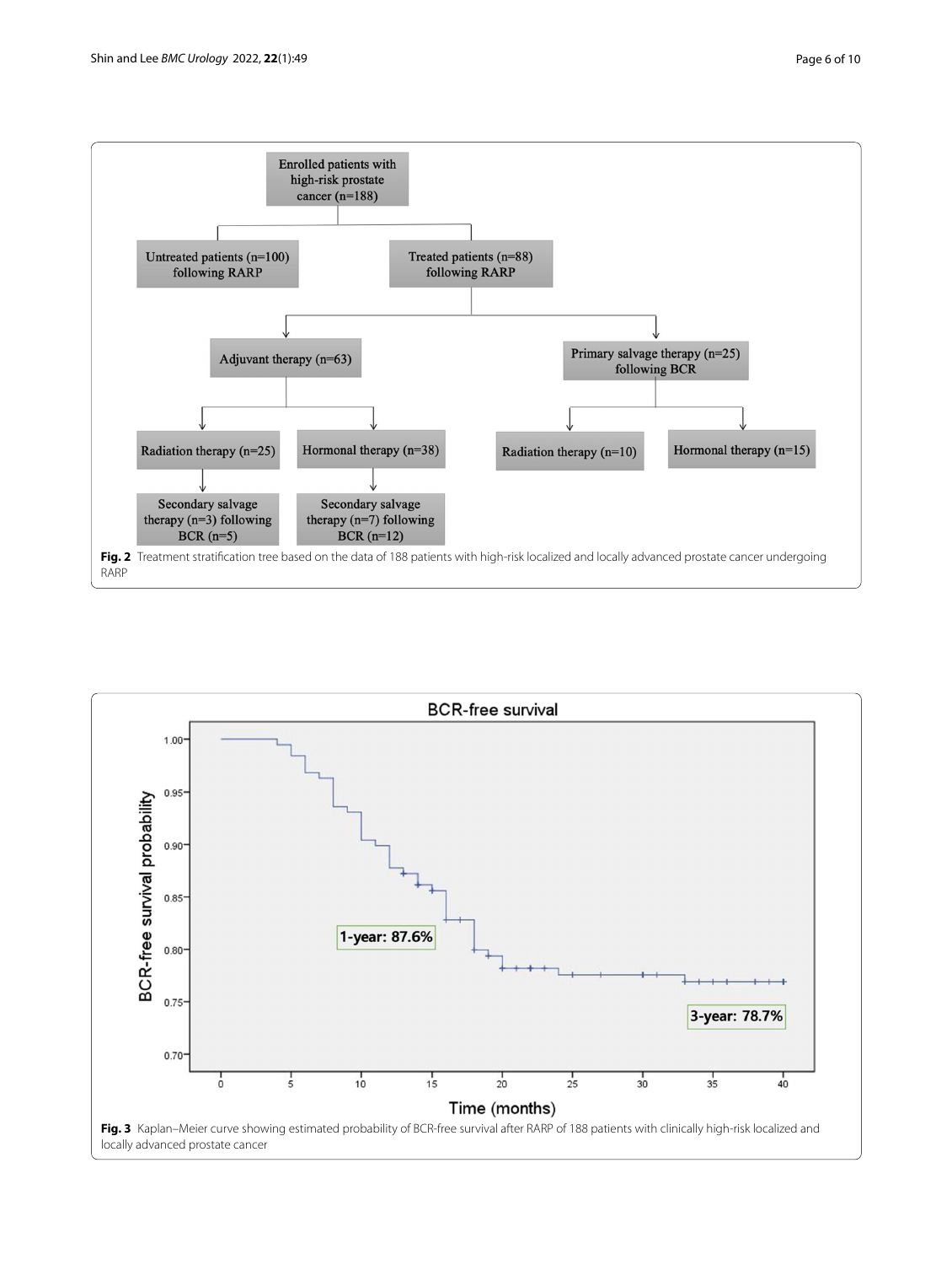Fig. 2 Treatment stratification tree based on the data of 188 patients with high-risk localized and locally advanced prostate cancer undergoing RARP

Fig. 3 Kaplan–Meier curve showing estimated probability of BCR-free survival after RARP of 188 patients with clinically high-risk localized and locally advanced prostate cancer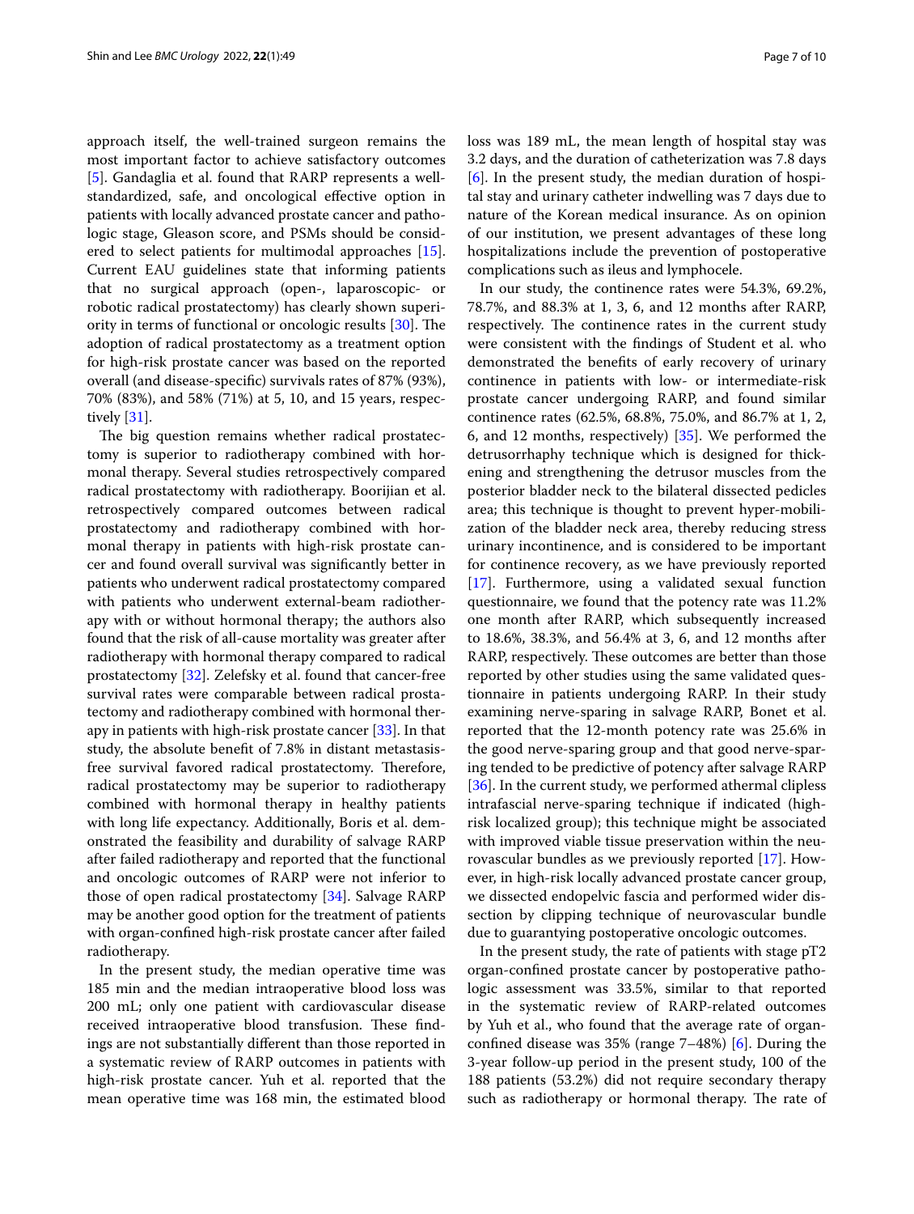approach itself, the well-trained surgeon remains the most important factor to achieve satisfactory outcomes [5]. Gandaglia et al. found that RARP represents a well-standardized, safe, and oncological effective option in patients with locally advanced prostate cancer and pathologic stage, Gleason score, and PSMs should be considered to select patients for multimodal approaches [15]. Current EAU guidelines state that informing patients that no surgical approach (open-, laparoscopic- or robotic radical prostatectomy) has clearly shown superiority in terms of functional or oncologic results [30]. The adoption of radical prostatectomy as a treatment option for high-risk prostate cancer was based on the reported overall (and disease-specific) survivals rates of 87% (93%), 70% (83%), and 58% (71%) at 5, 10, and 15 years, respectively [31].

The big question remains whether radical prostatectomy is superior to radiotherapy combined with hormonal therapy. Several studies retrospectively compared radical prostatectomy with radiotherapy. Boorijian et al. retrospectively compared outcomes between radical prostatectomy and radiotherapy combined with hormonal therapy in patients with high-risk prostate cancer and found overall survival was significantly better in patients who underwent radical prostatectomy compared with patients who underwent external-beam radiotherapy with or without hormonal therapy; the authors also found that the risk of all-cause mortality was greater after radiotherapy with hormonal therapy compared to radical prostatectomy [32]. Zelefsky et al. found that cancer-free survival rates were comparable between radical prostatectomy and radiotherapy combined with hormonal therapy in patients with high-risk prostate cancer [33]. In that study, the absolute benefit of 7.8% in distant metastasis-free survival favored radical prostatectomy. Therefore, radical prostatectomy may be superior to radiotherapy combined with hormonal therapy in healthy patients with long life expectancy. Additionally, Boris et al. demonstrated the feasibility and durability of salvage RARP after failed radiotherapy and reported that the functional and oncologic outcomes of RARP were not inferior to those of open radical prostatectomy [34]. Salvage RARP may be another good option for the treatment of patients with organ-confined high-risk prostate cancer after failed radiotherapy.

In the present study, the median operative time was 185 min and the median intraoperative blood loss was 200 mL; only one patient with cardiovascular disease received intraoperative blood transfusion. These findings are not substantially different than those reported in a systematic review of RARP outcomes in patients with high-risk prostate cancer. Yuh et al. reported that the mean operative time was 168 min, the estimated blood loss was 189 mL, the mean length of hospital stay was 3.2 days, and the duration of catheterization was 7.8 days [6]. In the present study, the median duration of hospital stay and urinary catheter indwelling was 7 days due to nature of the Korean medical insurance. As on opinion of our institution, we present advantages of these long hospitalizations include the prevention of postoperative complications such as ileus and lymphocele.

In our study, the continence rates were 54.3%, 69.2%, 78.7%, and 88.3% at 1, 3, 6, and 12 months after RARP, respectively. The continence rates in the current study were consistent with the findings of Student et al. who demonstrated the benefits of early recovery of urinary continence in patients with low- or intermediate-risk prostate cancer undergoing RARP, and found similar continence rates (62.5%, 68.8%, 75.0%, and 86.7% at 1, 2, 6, and 12 months, respectively) [35]. We performed the detrusorrhaphy technique which is designed for thickening and strengthening the detrusor muscles from the posterior bladder neck to the bilateral dissected pedicles area; this technique is thought to prevent hyper-mobilization of the bladder neck area, thereby reducing stress urinary incontinence, and is considered to be important for continence recovery, as we have previously reported [17]. Furthermore, using a validated sexual function questionnaire, we found that the potency rate was 11.2% one month after RARP, which subsequently increased to 18.6%, 38.3%, and 56.4% at 3, 6, and 12 months after RARP, respectively. These outcomes are better than those reported by other studies using the same validated questionnaire in patients undergoing RARP. In their study examining nerve-sparing in salvage RARP, Bonet et al. reported that the 12-month potency rate was 25.6% in the good nerve-sparing group and that good nerve-sparing tended to be predictive of potency after salvage RARP [36]. In the current study, we performed athermal clipless intrafascial nerve-sparing technique if indicated (high-risk localized group); this technique might be associated with improved viable tissue preservation within the neurovascular bundles as we previously reported [17]. However, in high-risk locally advanced prostate cancer group, we dissected endopelvic fascia and performed wider dissection by clipping technique of neurovascular bundle due to guarantying postoperative oncologic outcomes.

In the present study, the rate of patients with stage pT2 organ-confined prostate cancer by postoperative pathologic assessment was 33.5%, similar to that reported in the systematic review of RARP-related outcomes by Yuh et al., who found that the average rate of organ-confined disease was 35% (range 7–48%) [6]. During the 3-year follow-up period in the present study, 100 of the 188 patients (53.2%) did not require secondary therapy such as radiotherapy or hormonal therapy. The rate of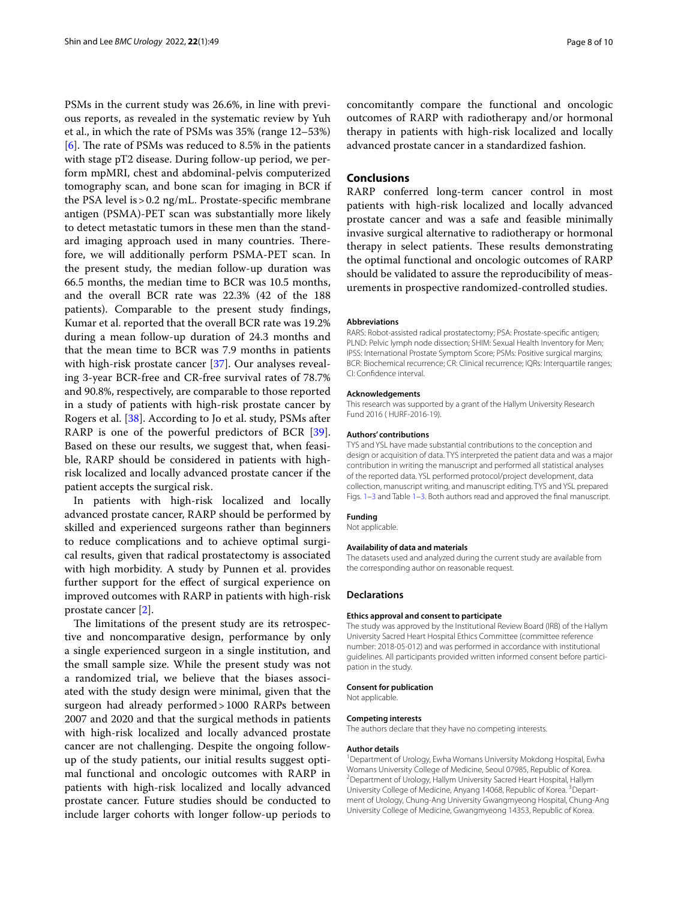PSMs in the current study was 26.6%, in line with previous reports, as revealed in the systematic review by Yuh et al., in which the rate of PSMs was 35% (range 12–53%) [6]. The rate of PSMs was reduced to 8.5% in the patients with stage pT2 disease. During follow-up period, we perform mpMRI, chest and abdominal-pelvis computerized tomography scan, and bone scan for imaging in BCR if the PSA level is > 0.2 ng/mL. Prostate-specific membrane antigen (PSMA)-PET scan was substantially more likely to detect metastatic tumors in these men than the standard imaging approach used in many countries. Therefore, we will additionally perform PSMA-PET scan. In the present study, the median follow-up duration was 66.5 months, the median time to BCR was 10.5 months, and the overall BCR rate was 22.3% (42 of the 188 patients). Comparable to the present study findings, Kumar et al. reported that the overall BCR rate was 19.2% during a mean follow-up duration of 24.3 months and that the mean time to BCR was 7.9 months in patients with high-risk prostate cancer [37]. Our analyses revealing 3-year BCR-free and CR-free survival rates of 78.7% and 90.8%, respectively, are comparable to those reported in a study of patients with high-risk prostate cancer by Rogers et al. [38]. According to Jo et al. study, PSMs after RARP is one of the powerful predictors of BCR [39]. Based on these our results, we suggest that, when feasible, RARP should be considered in patients with high-risk localized and locally advanced prostate cancer if the patient accepts the surgical risk.

In patients with high-risk localized and locally advanced prostate cancer, RARP should be performed by skilled and experienced surgeons rather than beginners to reduce complications and to achieve optimal surgical results, given that radical prostatectomy is associated with high morbidity. A study by Punnen et al. provides further support for the effect of surgical experience on improved outcomes with RARP in patients with high-risk prostate cancer [2].

The limitations of the present study are its retrospective and noncomparative design, performance by only a single experienced surgeon in a single institution, and the small sample size. While the present study was not a randomized trial, we believe that the biases associated with the study design were minimal, given that the surgeon had already performed > 1000 RARPs between 2007 and 2020 and that the surgical methods in patients with high-risk localized and locally advanced prostate cancer are not challenging. Despite the ongoing follow-up of the study patients, our initial results suggest optimal functional and oncologic outcomes with RARP in patients with high-risk localized and locally advanced prostate cancer. Future studies should be conducted to include larger cohorts with longer follow-up periods to concomitantly compare the functional and oncologic outcomes of RARP with radiotherapy and/or hormonal therapy in patients with high-risk localized and locally advanced prostate cancer in a standardized fashion.

## Conclusions

RARP conferred long-term cancer control in most patients with high-risk localized and locally advanced prostate cancer and was a safe and feasible minimally invasive surgical alternative to radiotherapy or hormonal therapy in select patients. These results demonstrating the optimal functional and oncologic outcomes of RARP should be validated to assure the reproducibility of measurements in prospective randomized-controlled studies.

#### Abbreviations

RARS: Robot-assisted radical prostatectomy; PSA: Prostate-specific antigen; PLND: Pelvic lymph node dissection; SHIM: Sexual Health Inventory for Men; IPSS: International Prostate Symptom Score; PSMs: Positive surgical margins; BCR: Biochemical recurrence; CR: Clinical recurrence; IQRs: Interquartile ranges; CI: Confidence interval.

#### Acknowledgements

This research was supported by a grant of the Hallym University Research Fund 2016 ( HURF-2016-19).

#### Authors' contributions

TYS and YSL have made substantial contributions to the conception and design or acquisition of data. TYS interpreted the patient data and was a major contribution in writing the manuscript and performed all statistical analyses of the reported data. YSL performed protocol/project development, data collection, manuscript writing, and manuscript editing. TYS and YSL prepared Figs. 1–3 and Table 1–3. Both authors read and approved the final manuscript.

#### Funding

Not applicable.

#### Availability of data and materials

The datasets used and analyzed during the current study are available from the corresponding author on reasonable request.

### Declarations

#### Ethics approval and consent to participate

The study was approved by the Institutional Review Board (IRB) of the Hallym University Sacred Heart Hospital Ethics Committee (committee reference number: 2018-05-012) and was performed in accordance with institutional guidelines. All participants provided written informed consent before participation in the study.

#### Consent for publication

Not applicable.

#### Competing interests

The authors declare that they have no competing interests.

#### Author details

[1] Department of Urology, Ewha Womans University Mokdong Hospital, Ewha Womans University College of Medicine, Seoul 07985, Republic of Korea. [2] Department of Urology, Hallym University Sacred Heart Hospital, Hallym University College of Medicine, Anyang 14068, Republic of Korea. [3] Department of Urology, Chung-Ang University Gwangmyeong Hospital, Chung-Ang University College of Medicine, Gwangmyeong 14353, Republic of Korea.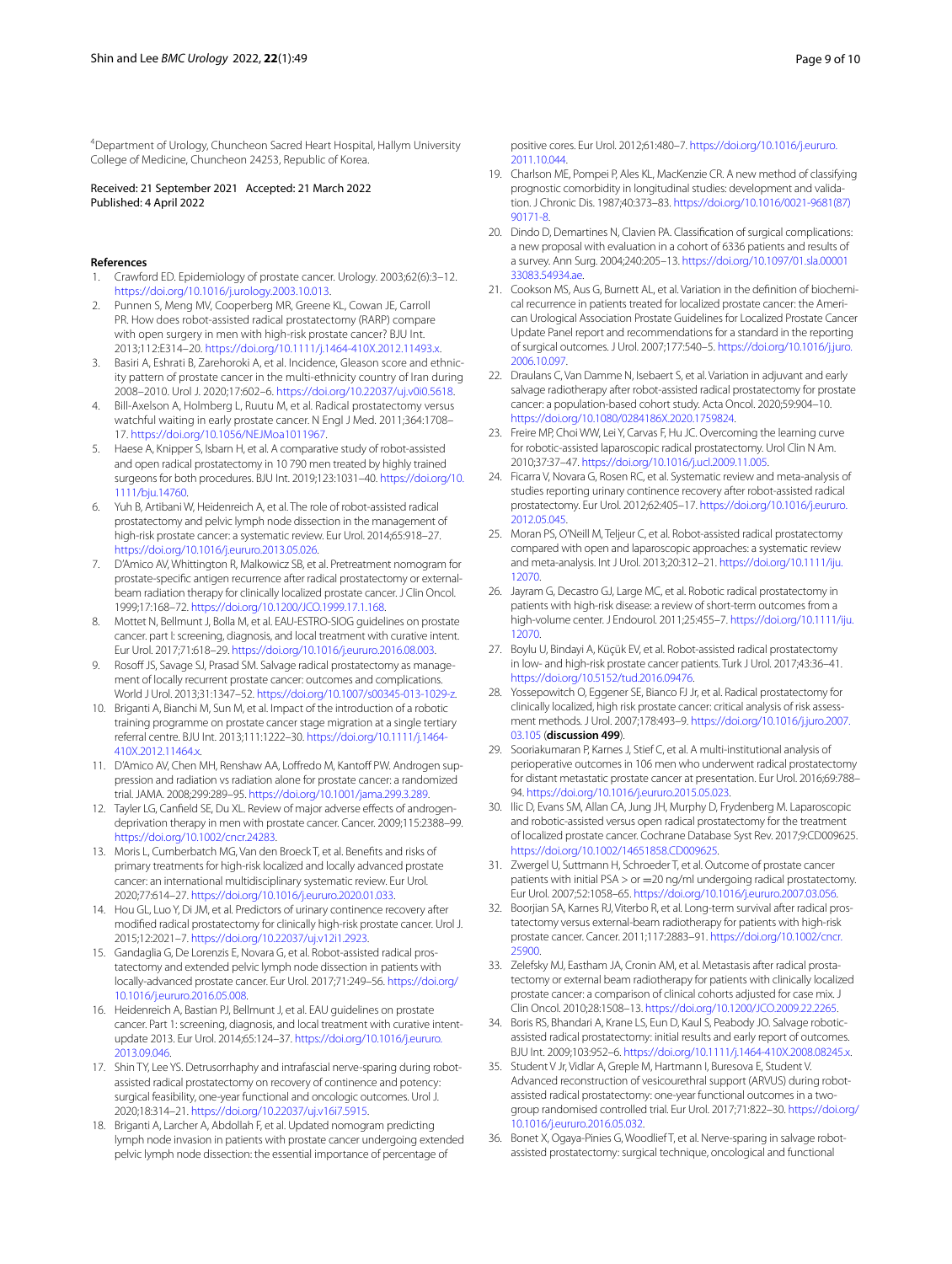[4]Department of Urology, Chuncheon Sacred Heart Hospital, Hallym University College of Medicine, Chuncheon 24253, Republic of Korea.

Received: 21 September 2021 Accepted: 21 March 2022
Published: 4 April 2022

## References

1. Crawford ED. Epidemiology of prostate cancer. Urology. 2003;62(6):3–12. https://doi.org/10.1016/j.urology.2003.10.013.
2. Punnen S, Meng MV, Cooperberg MR, Greene KL, Cowan JE, Carroll PR. How does robot-assisted radical prostatectomy (RARP) compare with open surgery in men with high-risk prostate cancer? BJU Int. 2013;112:E314–20. https://doi.org/10.1111/j.1464-410X.2012.11493.x.
3. Basiri A, Eshrati B, Zarehoroki A, et al. Incidence, Gleason score and ethnicity pattern of prostate cancer in the multi-ethnicity country of Iran during 2008–2010. Urol J. 2020;17:602–6. https://doi.org/10.22037/uj.v0i0.5618.
4. Bill-Axelson A, Holmberg L, Ruutu M, et al. Radical prostatectomy versus watchful waiting in early prostate cancer. N Engl J Med. 2011;364:1708–17. https://doi.org/10.1056/NEJMoa1011967.
5. Haese A, Knipper S, Isbarn H, et al. A comparative study of robot-assisted and open radical prostatectomy in 10 790 men treated by highly trained surgeons for both procedures. BJU Int. 2019;123:1031–40. https://doi.org/10.1111/bju.14760.
6. Yuh B, Artibani W, Heidenreich A, et al. The role of robot-assisted radical prostatectomy and pelvic lymph node dissection in the management of high-risk prostate cancer: a systematic review. Eur Urol. 2014;65:918–27. https://doi.org/10.1016/j.eururo.2013.05.026.
7. D'Amico AV, Whittington R, Malkowicz SB, et al. Pretreatment nomogram for prostate-specific antigen recurrence after radical prostatectomy or external-beam radiation therapy for clinically localized prostate cancer. J Clin Oncol. 1999;17:168–72. https://doi.org/10.1200/JCO.1999.17.1.168.
8. Mottet N, Bellmunt J, Bolla M, et al. EAU-ESTRO-SIOG guidelines on prostate cancer. part I: screening, diagnosis, and local treatment with curative intent. Eur Urol. 2017;71:618–29. https://doi.org/10.1016/j.eururo.2016.08.003.
9. Rosoff JS, Savage SJ, Prasad SM. Salvage radical prostatectomy as management of locally recurrent prostate cancer: outcomes and complications. World J Urol. 2013;31:1347–52. https://doi.org/10.1007/s00345-013-1029-z.
10. Briganti A, Bianchi M, Sun M, et al. Impact of the introduction of a robotic training programme on prostate cancer stage migration at a single tertiary referral centre. BJU Int. 2013;111:1222–30. https://doi.org/10.1111/j.1464-410X.2012.11464.x.
11. D'Amico AV, Chen MH, Renshaw AA, Loffredo M, Kantoff PW. Androgen suppression and radiation vs radiation alone for prostate cancer: a randomized trial. JAMA. 2008;299:289–95. https://doi.org/10.1001/jama.299.3.289.
12. Tayler LG, Canfield SE, Du XL. Review of major adverse effects of androgen-deprivation therapy in men with prostate cancer. Cancer. 2009;115:2388–99. https://doi.org/10.1002/cncr.24283.
13. Moris L, Cumberbatch MG, Van den Broeck T, et al. Benefits and risks of primary treatments for high-risk localized and locally advanced prostate cancer: an international multidisciplinary systematic review. Eur Urol. 2020;77:614–27. https://doi.org/10.1016/j.eururo.2020.01.033.
14. Hou GL, Luo Y, Di JM, et al. Predictors of urinary continence recovery after modified radical prostatectomy for clinically high-risk prostate cancer. Urol J. 2015;12:2021–7. https://doi.org/10.22037/uj.v12i1.2923.
15. Gandaglia G, De Lorenzis E, Novara G, et al. Robot-assisted radical prostatectomy and extended pelvic lymph node dissection in patients with locally-advanced prostate cancer. Eur Urol. 2017;71:249–56. https://doi.org/10.1016/j.eururo.2016.05.008.
16. Heidenreich A, Bastian PJ, Bellmunt J, et al. EAU guidelines on prostate cancer. Part 1: screening, diagnosis, and local treatment with curative intent-update 2013. Eur Urol. 2014;65:124–37. https://doi.org/10.1016/j.eururo.2013.09.046.
17. Shin TY, Lee YS. Detrusorrhaphy and intrafascial nerve-sparing during robot-assisted radical prostatectomy on recovery of continence and potency: surgical feasibility, one-year functional and oncologic outcomes. Urol J. 2020;18:314–21. https://doi.org/10.22037/uj.v16i7.5915.
18. Briganti A, Larcher A, Abdollah F, et al. Updated nomogram predicting lymph node invasion in patients with prostate cancer undergoing extended pelvic lymph node dissection: the essential importance of percentage of positive cores. Eur Urol. 2012;61:480–7. https://doi.org/10.1016/j.eururo.2011.10.044.
19. Charlson ME, Pompei P, Ales KL, MacKenzie CR. A new method of classifying prognostic comorbidity in longitudinal studies: development and validation. J Chronic Dis. 1987;40:373–83. https://doi.org/10.1016/0021-9681(87)90171-8.
20. Dindo D, Demartines N, Clavien PA. Classification of surgical complications: a new proposal with evaluation in a cohort of 6336 patients and results of a survey. Ann Surg. 2004;240:205–13. https://doi.org/10.1097/01.sla.0000133083.54934.ae.
21. Cookson MS, Aus G, Burnett AL, et al. Variation in the definition of biochemical recurrence in patients treated for localized prostate cancer: the American Urological Association Prostate Guidelines for Localized Prostate Cancer Update Panel report and recommendations for a standard in the reporting of surgical outcomes. J Urol. 2007;177:540–5. https://doi.org/10.1016/j.juro.2006.10.097.
22. Draulans C, Van Damme N, Isebaert S, et al. Variation in adjuvant and early salvage radiotherapy after robot-assisted radical prostatectomy for prostate cancer: a population-based cohort study. Acta Oncol. 2020;59:904–10. https://doi.org/10.1080/0284186X.2020.1759824.
23. Freire MP, Choi WW, Lei Y, Carvas F, Hu JC. Overcoming the learning curve for robotic-assisted laparoscopic radical prostatectomy. Urol Clin N Am. 2010;37:37–47. https://doi.org/10.1016/j.ucl.2009.11.005.
24. Ficarra V, Novara G, Rosen RC, et al. Systematic review and meta-analysis of studies reporting urinary continence recovery after robot-assisted radical prostatectomy. Eur Urol. 2012;62:405–17. https://doi.org/10.1016/j.eururo.2012.05.045.
25. Moran PS, O'Neill M, Teljeur C, et al. Robot-assisted radical prostatectomy compared with open and laparoscopic approaches: a systematic review and meta-analysis. Int J Urol. 2013;20:312–21. https://doi.org/10.1111/iju.12070.
26. Jayram G, Decastro GJ, Large MC, et al. Robotic radical prostatectomy in patients with high-risk disease: a review of short-term outcomes from a high-volume center. J Endourol. 2011;25:455–7. https://doi.org/10.1111/iju.12070.
27. Boylu U, Bindayi A, Küçük EV, et al. Robot-assisted radical prostatectomy in low- and high-risk prostate cancer patients. Turk J Urol. 2017;43:36–41. https://doi.org/10.5152/tud.2016.09476.
28. Yossepowitch O, Eggener SE, Bianco FJ Jr, et al. Radical prostatectomy for clinically localized, high risk prostate cancer: critical analysis of risk assessment methods. J Urol. 2007;178:493–9. https://doi.org/10.1016/j.juro.2007.03.105 (**discussion 499**).
29. Sooriakumaran P, Karnes J, Stief C, et al. A multi-institutional analysis of perioperative outcomes in 106 men who underwent radical prostatectomy for distant metastatic prostate cancer at presentation. Eur Urol. 2016;69:788–94. https://doi.org/10.1016/j.eururo.2015.05.023.
30. Ilic D, Evans SM, Allan CA, Jung JH, Murphy D, Frydenberg M. Laparoscopic and robotic-assisted versus open radical prostatectomy for the treatment of localized prostate cancer. Cochrane Database Syst Rev. 2017;9:CD009625. https://doi.org/10.1002/14651858.CD009625.
31. Zwergel U, Suttmann H, Schroeder T, et al. Outcome of prostate cancer patients with initial PSA > or =20 ng/ml undergoing radical prostatectomy. Eur Urol. 2007;52:1058–65. https://doi.org/10.1016/j.eururo.2007.03.056.
32. Boorjian SA, Karnes RJ, Viterbo R, et al. Long-term survival after radical prostatectomy versus external-beam radiotherapy for patients with high-risk prostate cancer. Cancer. 2011;117:2883–91. https://doi.org/10.1002/cncr.25900.
33. Zelefsky MJ, Eastham JA, Cronin AM, et al. Metastasis after radical prostatectomy or external beam radiotherapy for patients with clinically localized prostate cancer: a comparison of clinical cohorts adjusted for case mix. J Clin Oncol. 2010;28:1508–13. https://doi.org/10.1200/JCO.2009.22.2265.
34. Boris RS, Bhandari A, Krane LS, Eun D, Kaul S, Peabody JO. Salvage robotic-assisted radical prostatectomy: initial results and early report of outcomes. BJU Int. 2009;103:952–6. https://doi.org/10.1111/j.1464-410X.2008.08245.x.
35. Student V Jr, Vidlar A, Grepl M, Hartmann I, Buresova E, Student V. Advanced reconstruction of vesicourethral support (ARVUS) during robot-assisted radical prostatectomy: one-year functional outcomes in a two-group randomised controlled trial. Eur Urol. 2017;71:822–30. https://doi.org/10.1016/j.eururo.2016.05.032.
36. Bonet X, Ogaya-Pinies G, Woodlief T, et al. Nerve-sparing in salvage robot-assisted prostatectomy: surgical technique, oncological and functional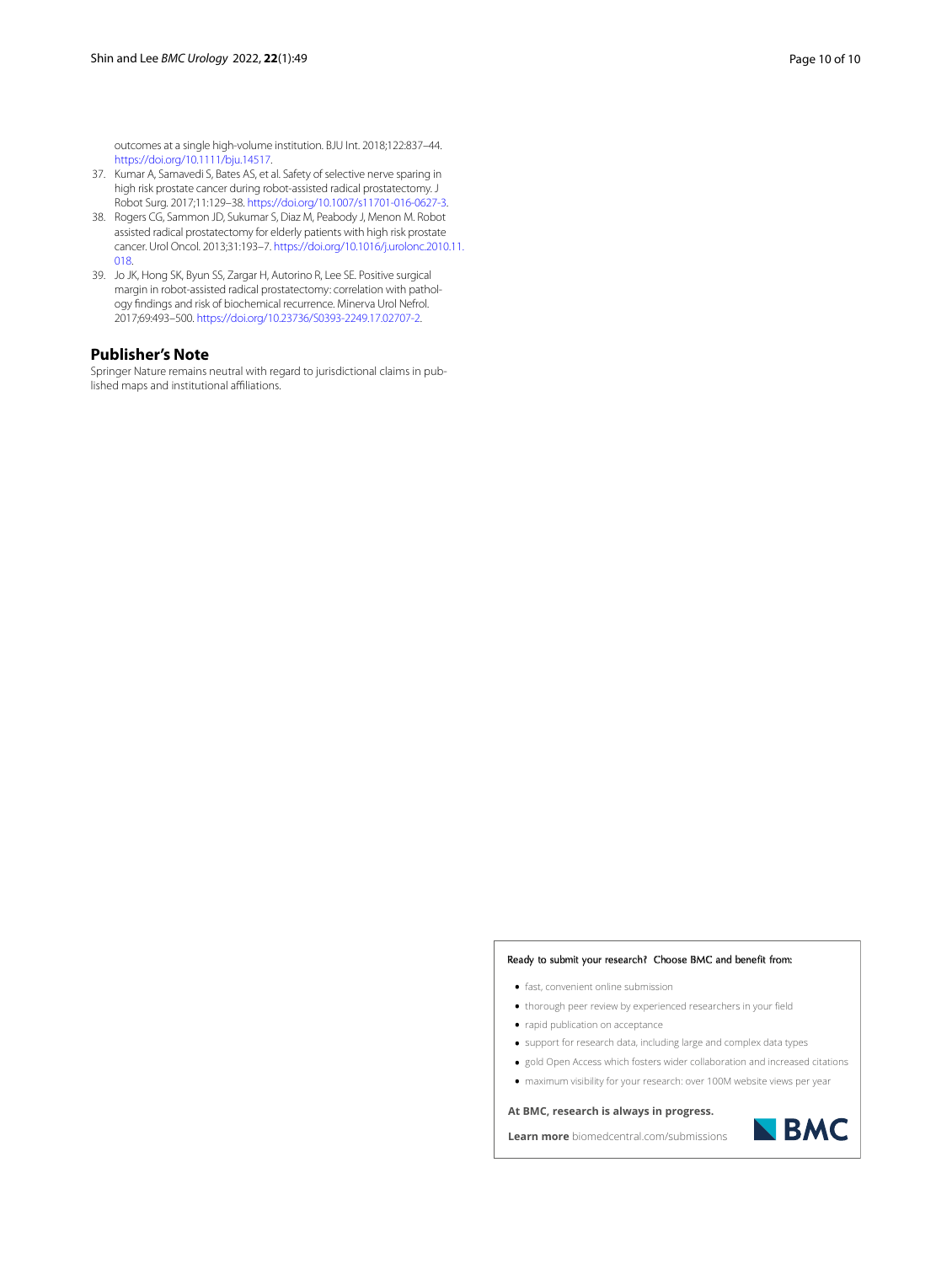outcomes at a single high-volume institution. BJU Int. 2018;122:837–44. https://doi.org/10.1111/bju.14517.

37. Kumar A, Samavedi S, Bates AS, et al. Safety of selective nerve sparing in high risk prostate cancer during robot-assisted radical prostatectomy. J Robot Surg. 2017;11:129–38. https://doi.org/10.1007/s11701-016-0627-3.
38. Rogers CG, Sammon JD, Sukumar S, Diaz M, Peabody J, Menon M. Robot assisted radical prostatectomy for elderly patients with high risk prostate cancer. Urol Oncol. 2013;31:193–7. https://doi.org/10.1016/j.urolonc.2010.11.018.
39. Jo JK, Hong SK, Byun SS, Zargar H, Autorino R, Lee SE. Positive surgical margin in robot-assisted radical prostatectomy: correlation with pathology findings and risk of biochemical recurrence. Minerva Urol Nefrol. 2017;69:493–500. https://doi.org/10.23736/S0393-2249.17.02707-2.

## Publisher's Note

Springer Nature remains neutral with regard to jurisdictional claims in published maps and institutional affiliations.

Ready to submit your research? Choose BMC and benefit from:

- fast, convenient online submission
- thorough peer review by experienced researchers in your field
- rapid publication on acceptance
- support for research data, including large and complex data types
- gold Open Access which fosters wider collaboration and increased citations
- maximum visibility for your research: over 100M website views per year

**At BMC, research is always in progress.**

**Learn more** biomedcentral.com/submissions

BMC